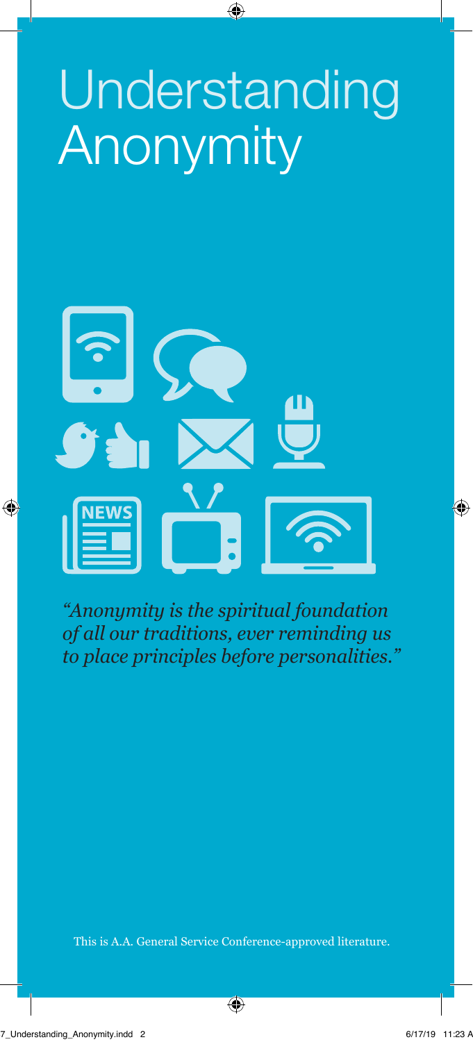# Understanding Anonymity

*"Anonymity is the spiritual foundation of all our traditions, ever reminding us to place principles before personalities."*

This is A.A. General Service Conference-approved literature.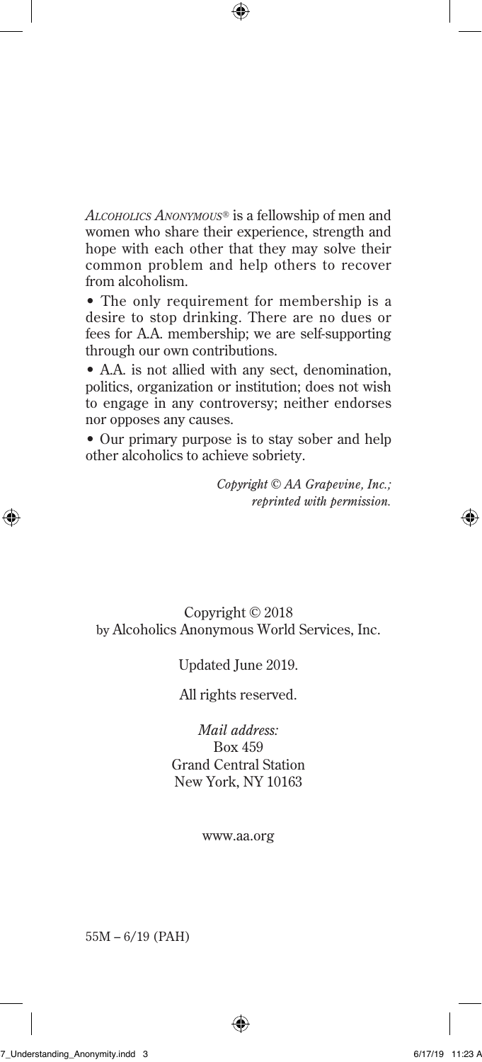*Alcoholics Anonymous*® is a fellowship of men and women who share their experience, strength and hope with each other that they may solve their common problem and help others to recover from alcoholism.

• The only requirement for membership is a desire to stop drinking. There are no dues or fees for A.A. membership; we are self-supporting through our own contributions.

• A.A. is not allied with any sect, denomination, politics, organization or institution; does not wish to engage in any controversy; neither endorses nor opposes any causes.

• Our primary purpose is to stay sober and help other alcoholics to achieve sobriety.

*Copyright © AA Grapevine, Inc.; reprinted with permission.*

Copyright © 2018
by Alcoholics Anonymous World Services, Inc.

Updated June 2019.

All rights reserved.

*Mail address:*
Box 459
Grand Central Station
New York, NY 10163

www.aa.org

55M – 6/19 (PAH)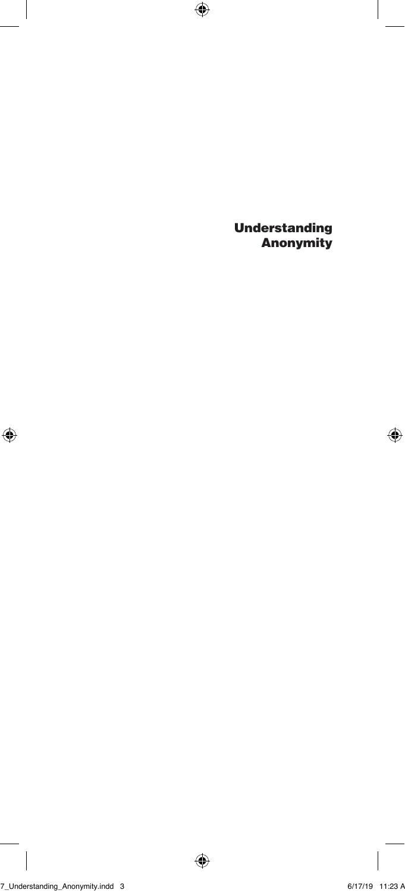# Understanding Anonymity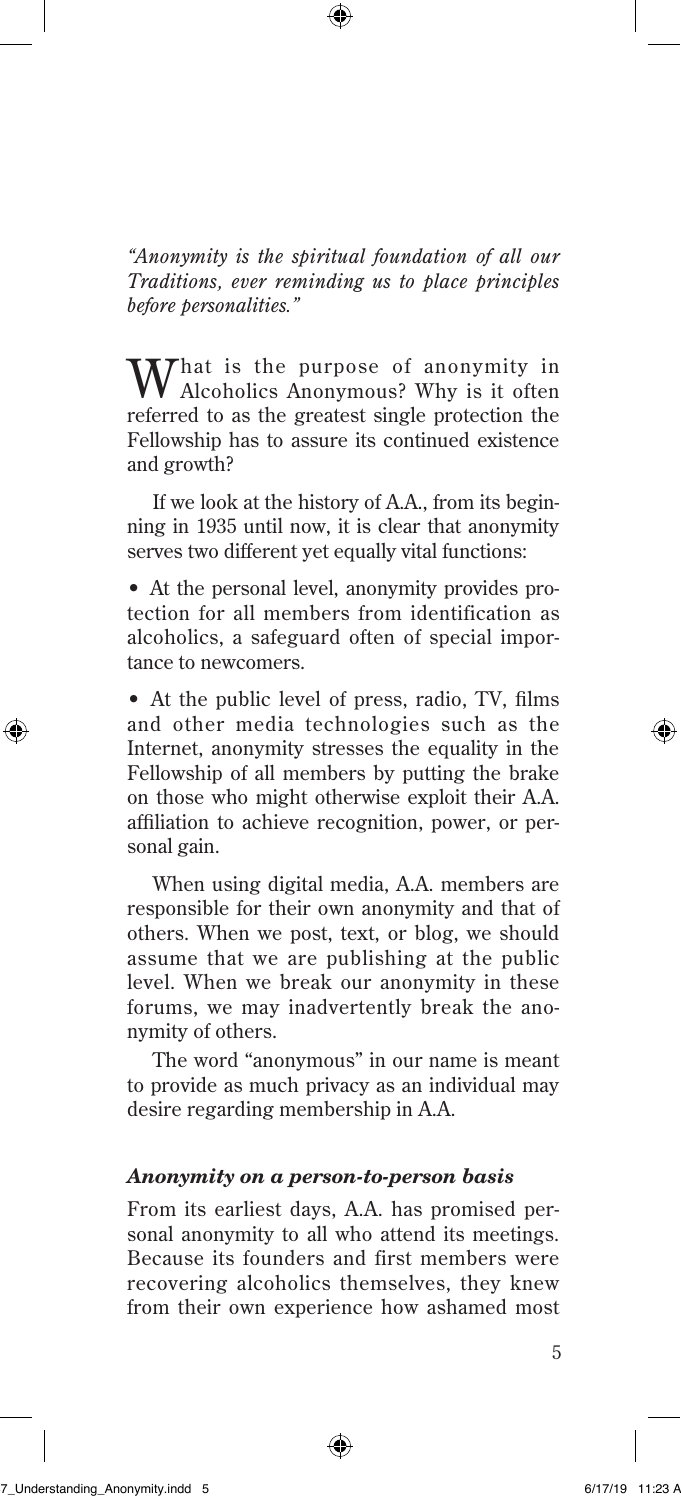*"Anonymity is the spiritual foundation of all our Traditions, ever reminding us to place principles before personalities."*

What is the purpose of anonymity in Alcoholics Anonymous? Why is it often referred to as the greatest single protection the Fellowship has to assure its continued existence and growth?

If we look at the history of A.A., from its beginning in 1935 until now, it is clear that anonymity serves two different yet equally vital functions:

- At the personal level, anonymity provides protection for all members from identification as alcoholics, a safeguard often of special importance to newcomers.
- At the public level of press, radio, TV, films and other media technologies such as the Internet, anonymity stresses the equality in the Fellowship of all members by putting the brake on those who might otherwise exploit their A.A. affiliation to achieve recognition, power, or personal gain.

When using digital media, A.A. members are responsible for their own anonymity and that of others. When we post, text, or blog, we should assume that we are publishing at the public level. When we break our anonymity in these forums, we may inadvertently break the anonymity of others.

The word "anonymous" in our name is meant to provide as much privacy as an individual may desire regarding membership in A.A.

### *Anonymity on a person-to-person basis*

From its earliest days, A.A. has promised personal anonymity to all who attend its meetings. Because its founders and first members were recovering alcoholics themselves, they knew from their own experience how ashamed most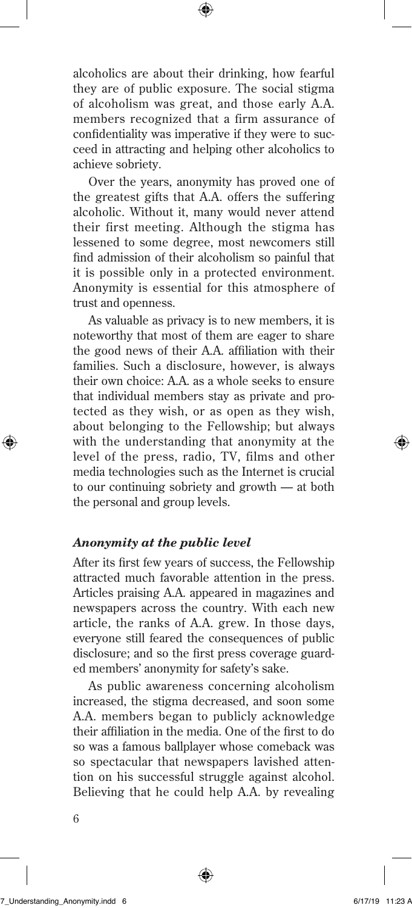alcoholics are about their drinking, how fearful they are of public exposure. The social stigma of alcoholism was great, and those early A.A. members recognized that a firm assurance of confidentiality was imperative if they were to succeed in attracting and helping other alcoholics to achieve sobriety.

Over the years, anonymity has proved one of the greatest gifts that A.A. offers the suffering alcoholic. Without it, many would never attend their first meeting. Although the stigma has lessened to some degree, most newcomers still find admission of their alcoholism so painful that it is possible only in a protected environment. Anonymity is essential for this atmosphere of trust and openness.

As valuable as privacy is to new members, it is noteworthy that most of them are eager to share the good news of their A.A. affiliation with their families. Such a disclosure, however, is always their own choice: A.A. as a whole seeks to ensure that individual members stay as private and protected as they wish, or as open as they wish, about belonging to the Fellowship; but always with the understanding that anonymity at the level of the press, radio, TV, films and other media technologies such as the Internet is crucial to our continuing sobriety and growth — at both the personal and group levels.

### *Anonymity at the public level*

After its first few years of success, the Fellowship attracted much favorable attention in the press. Articles praising A.A. appeared in magazines and newspapers across the country. With each new article, the ranks of A.A. grew. In those days, everyone still feared the consequences of public disclosure; and so the first press coverage guarded members' anonymity for safety's sake.

As public awareness concerning alcoholism increased, the stigma decreased, and soon some A.A. members began to publicly acknowledge their affiliation in the media. One of the first to do so was a famous ballplayer whose comeback was so spectacular that newspapers lavished attention on his successful struggle against alcohol. Believing that he could help A.A. by revealing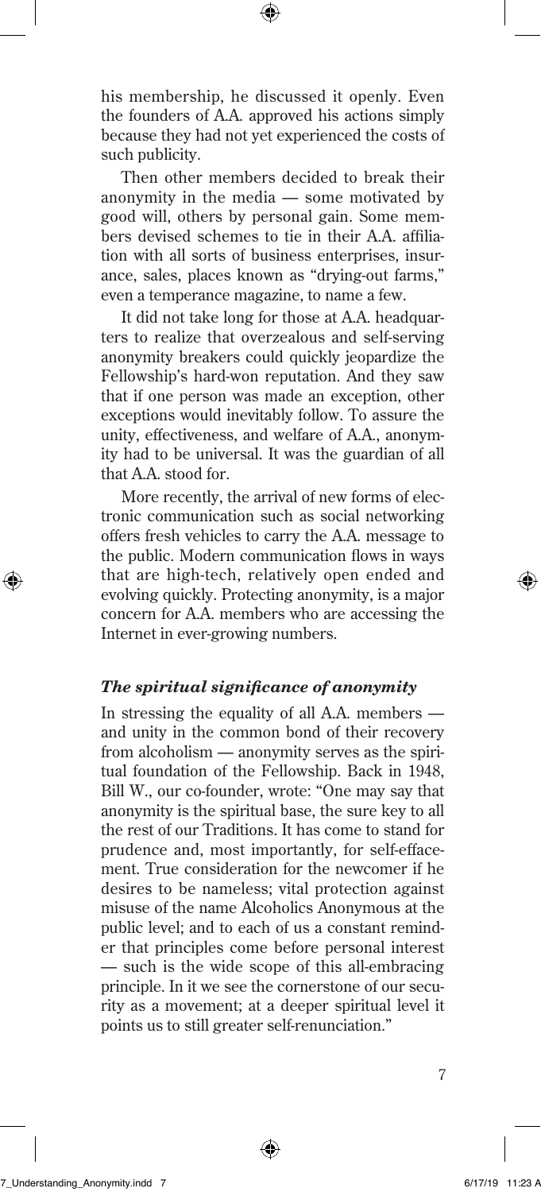his membership, he discussed it openly. Even the founders of A.A. approved his actions simply because they had not yet experienced the costs of such publicity.

Then other members decided to break their anonymity in the media — some motivated by good will, others by personal gain. Some members devised schemes to tie in their A.A. affiliation with all sorts of business enterprises, insurance, sales, places known as "drying-out farms," even a temperance magazine, to name a few.

It did not take long for those at A.A. headquarters to realize that overzealous and self-serving anonymity breakers could quickly jeopardize the Fellowship's hard-won reputation. And they saw that if one person was made an exception, other exceptions would inevitably follow. To assure the unity, effectiveness, and welfare of A.A., anonymity had to be universal. It was the guardian of all that A.A. stood for.

More recently, the arrival of new forms of electronic communication such as social networking offers fresh vehicles to carry the A.A. message to the public. Modern communication flows in ways that are high-tech, relatively open ended and evolving quickly. Protecting anonymity, is a major concern for A.A. members who are accessing the Internet in ever-growing numbers.

### *The spiritual significance of anonymity*

In stressing the equality of all A.A. members — and unity in the common bond of their recovery from alcoholism — anonymity serves as the spiritual foundation of the Fellowship. Back in 1948, Bill W., our co-founder, wrote: "One may say that anonymity is the spiritual base, the sure key to all the rest of our Traditions. It has come to stand for prudence and, most importantly, for self-effacement. True consideration for the newcomer if he desires to be nameless; vital protection against misuse of the name Alcoholics Anonymous at the public level; and to each of us a constant reminder that principles come before personal interest — such is the wide scope of this all-embracing principle. In it we see the cornerstone of our security as a movement; at a deeper spiritual level it points us to still greater self-renunciation."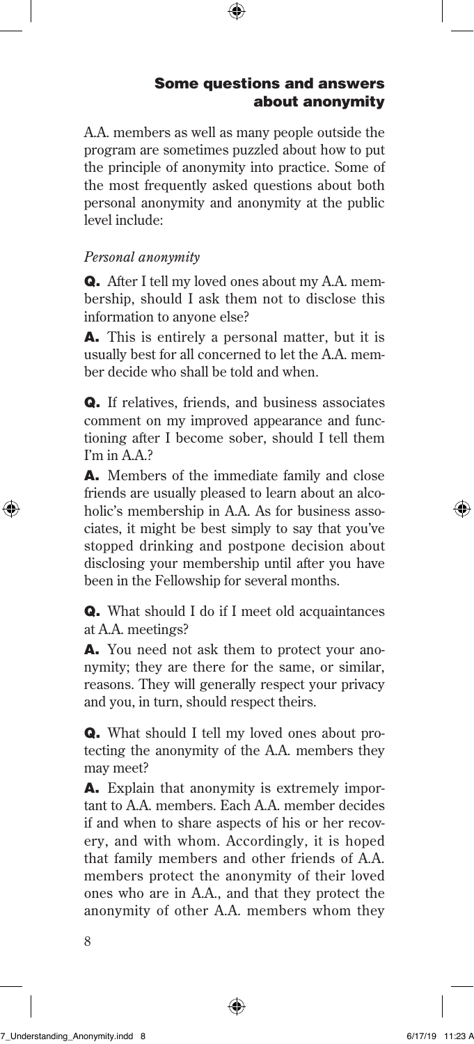## Some questions and answers about anonymity

A.A. members as well as many people outside the program are sometimes puzzled about how to put the principle of anonymity into practice. Some of the most frequently asked questions about both personal anonymity and anonymity at the public level include:

*Personal anonymity*

**Q.** After I tell my loved ones about my A.A. membership, should I ask them not to disclose this information to anyone else?

**A.** This is entirely a personal matter, but it is usually best for all concerned to let the A.A. member decide who shall be told and when.

**Q.** If relatives, friends, and business associates comment on my improved appearance and functioning after I become sober, should I tell them I'm in A.A.?

**A.** Members of the immediate family and close friends are usually pleased to learn about an alcoholic's membership in A.A. As for business associates, it might be best simply to say that you've stopped drinking and postpone decision about disclosing your membership until after you have been in the Fellowship for several months.

**Q.** What should I do if I meet old acquaintances at A.A. meetings?

**A.** You need not ask them to protect your anonymity; they are there for the same, or similar, reasons. They will generally respect your privacy and you, in turn, should respect theirs.

**Q.** What should I tell my loved ones about protecting the anonymity of the A.A. members they may meet?

**A.** Explain that anonymity is extremely important to A.A. members. Each A.A. member decides if and when to share aspects of his or her recovery, and with whom. Accordingly, it is hoped that family members and other friends of A.A. members protect the anonymity of their loved ones who are in A.A., and that they protect the anonymity of other A.A. members whom they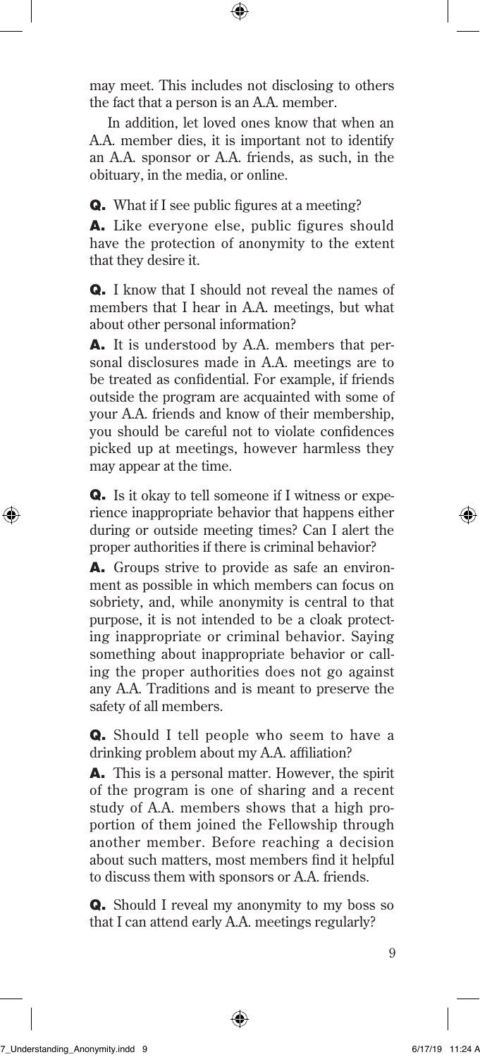may meet. This includes not disclosing to others the fact that a person is an A.A. member.

In addition, let loved ones know that when an A.A. member dies, it is important not to identify an A.A. sponsor or A.A. friends, as such, in the obituary, in the media, or online.

**Q.** What if I see public figures at a meeting?

**A.** Like everyone else, public figures should have the protection of anonymity to the extent that they desire it.

**Q.** I know that I should not reveal the names of members that I hear in A.A. meetings, but what about other personal information?

**A.** It is understood by A.A. members that personal disclosures made in A.A. meetings are to be treated as confidential. For example, if friends outside the program are acquainted with some of your A.A. friends and know of their membership, you should be careful not to violate confidences picked up at meetings, however harmless they may appear at the time.

**Q.** Is it okay to tell someone if I witness or experience inappropriate behavior that happens either during or outside meeting times? Can I alert the proper authorities if there is criminal behavior?

**A.** Groups strive to provide as safe an environment as possible in which members can focus on sobriety, and, while anonymity is central to that purpose, it is not intended to be a cloak protecting inappropriate or criminal behavior. Saying something about inappropriate behavior or calling the proper authorities does not go against any A.A. Traditions and is meant to preserve the safety of all members.

**Q.** Should I tell people who seem to have a drinking problem about my A.A. affiliation?

**A.** This is a personal matter. However, the spirit of the program is one of sharing and a recent study of A.A. members shows that a high proportion of them joined the Fellowship through another member. Before reaching a decision about such matters, most members find it helpful to discuss them with sponsors or A.A. friends.

**Q.** Should I reveal my anonymity to my boss so that I can attend early A.A. meetings regularly?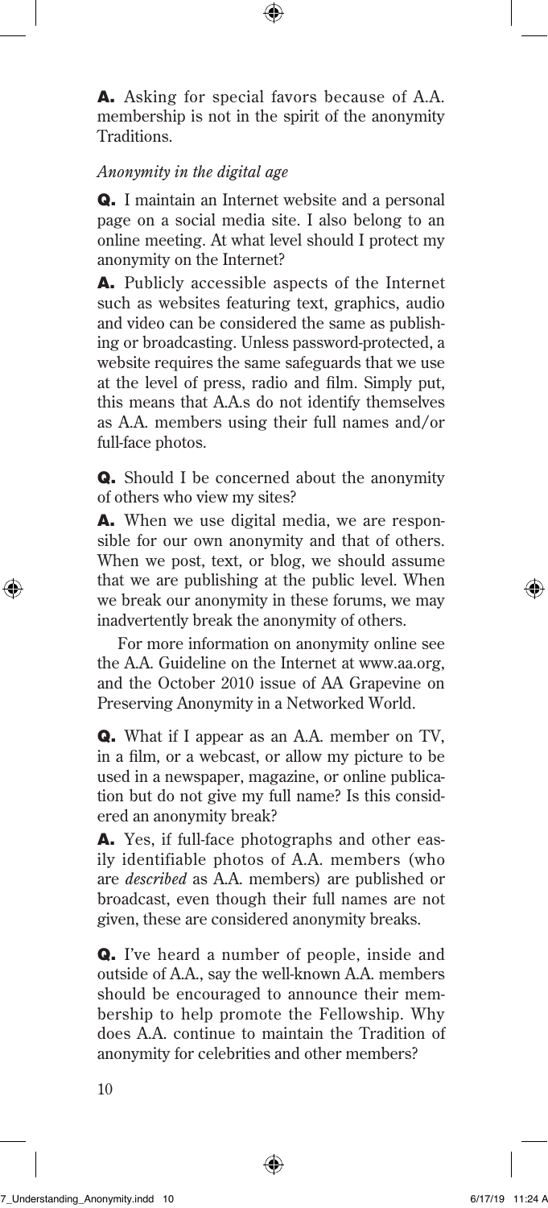**A.** Asking for special favors because of A.A. membership is not in the spirit of the anonymity Traditions.

*Anonymity in the digital age*

**Q.** I maintain an Internet website and a personal page on a social media site. I also belong to an online meeting. At what level should I protect my anonymity on the Internet?

**A.** Publicly accessible aspects of the Internet such as websites featuring text, graphics, audio and video can be considered the same as publishing or broadcasting. Unless password-protected, a website requires the same safeguards that we use at the level of press, radio and film. Simply put, this means that A.A.s do not identify themselves as A.A. members using their full names and/or full-face photos.

**Q.** Should I be concerned about the anonymity of others who view my sites?

**A.** When we use digital media, we are responsible for our own anonymity and that of others. When we post, text, or blog, we should assume that we are publishing at the public level. When we break our anonymity in these forums, we may inadvertently break the anonymity of others.

For more information on anonymity online see the A.A. Guideline on the Internet at www.aa.org, and the October 2010 issue of AA Grapevine on Preserving Anonymity in a Networked World.

**Q.** What if I appear as an A.A. member on TV, in a film, or a webcast, or allow my picture to be used in a newspaper, magazine, or online publication but do not give my full name? Is this considered an anonymity break?

**A.** Yes, if full-face photographs and other easily identifiable photos of A.A. members (who are *described* as A.A. members) are published or broadcast, even though their full names are not given, these are considered anonymity breaks.

**Q.** I've heard a number of people, inside and outside of A.A., say the well-known A.A. members should be encouraged to announce their membership to help promote the Fellowship. Why does A.A. continue to maintain the Tradition of anonymity for celebrities and other members?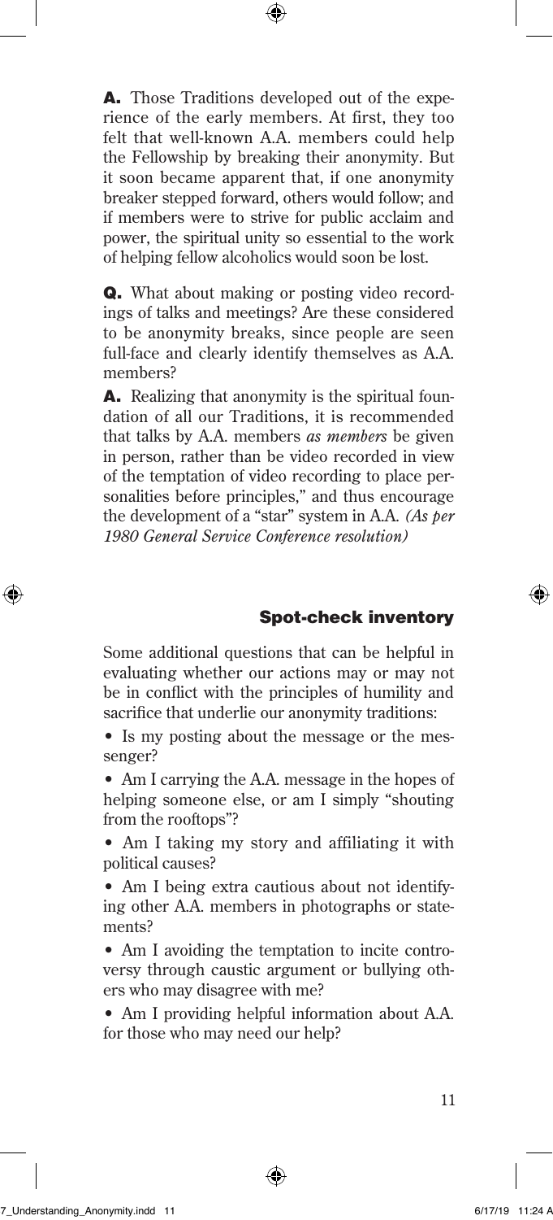**A.** Those Traditions developed out of the experience of the early members. At first, they too felt that well-known A.A. members could help the Fellowship by breaking their anonymity. But it soon became apparent that, if one anonymity breaker stepped forward, others would follow; and if members were to strive for public acclaim and power, the spiritual unity so essential to the work of helping fellow alcoholics would soon be lost.

**Q.** What about making or posting video recordings of talks and meetings? Are these considered to be anonymity breaks, since people are seen full-face and clearly identify themselves as A.A. members?

**A.** Realizing that anonymity is the spiritual foundation of all our Traditions, it is recommended that talks by A.A. members *as members* be given in person, rather than be video recorded in view of the temptation of video recording to place personalities before principles," and thus encourage the development of a "star" system in A.A. *(As per 1980 General Service Conference resolution)*

## Spot-check inventory

Some additional questions that can be helpful in evaluating whether our actions may or may not be in conflict with the principles of humility and sacrifice that underlie our anonymity traditions:

- Is my posting about the message or the messenger?
- Am I carrying the A.A. message in the hopes of helping someone else, or am I simply "shouting from the rooftops"?
- Am I taking my story and affiliating it with political causes?
- Am I being extra cautious about not identifying other A.A. members in photographs or statements?
- Am I avoiding the temptation to incite controversy through caustic argument or bullying others who may disagree with me?
- Am I providing helpful information about A.A. for those who may need our help?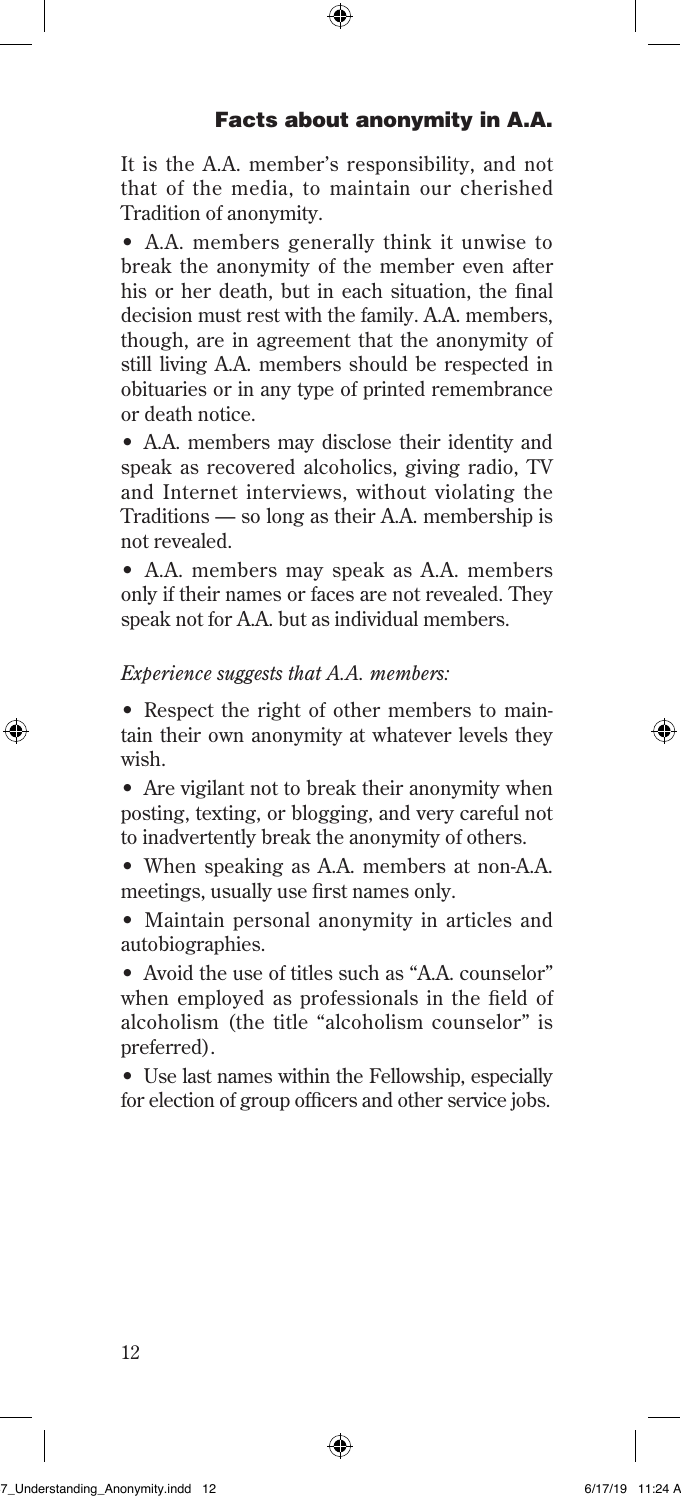## Facts about anonymity in A.A.

It is the A.A. member's responsibility, and not that of the media, to maintain our cherished Tradition of anonymity.

- A.A. members generally think it unwise to break the anonymity of the member even after his or her death, but in each situation, the final decision must rest with the family. A.A. members, though, are in agreement that the anonymity of still living A.A. members should be respected in obituaries or in any type of printed remembrance or death notice.
- A.A. members may disclose their identity and speak as recovered alcoholics, giving radio, TV and Internet interviews, without violating the Traditions — so long as their A.A. membership is not revealed.
- A.A. members may speak as A.A. members only if their names or faces are not revealed. They speak not for A.A. but as individual members.

*Experience suggests that A.A. members:*

- Respect the right of other members to maintain their own anonymity at whatever levels they wish.
- Are vigilant not to break their anonymity when posting, texting, or blogging, and very careful not to inadvertently break the anonymity of others.
- When speaking as A.A. members at non-A.A. meetings, usually use first names only.
- Maintain personal anonymity in articles and autobiographies.
- Avoid the use of titles such as "A.A. counselor" when employed as professionals in the field of alcoholism (the title "alcoholism counselor" is preferred).
- Use last names within the Fellowship, especially for election of group officers and other service jobs.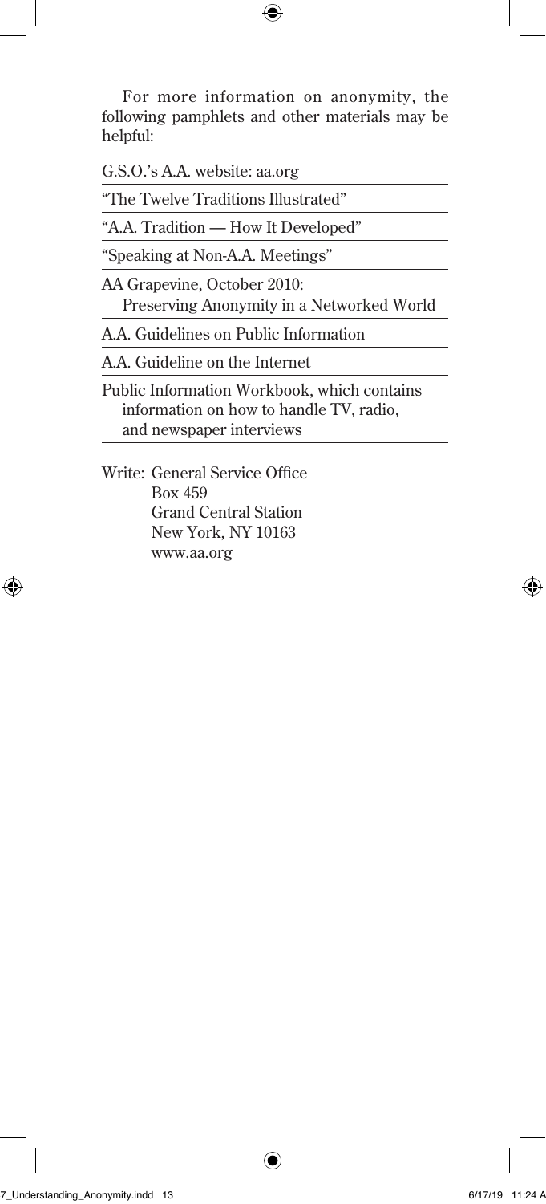For more information on anonymity, the following pamphlets and other materials may be helpful:

- G.S.O.'s A.A. website: aa.org
- "The Twelve Traditions Illustrated"
- "A.A. Tradition — How It Developed"
- "Speaking at Non-A.A. Meetings"
- AA Grapevine, October 2010: Preserving Anonymity in a Networked World
- A.A. Guidelines on Public Information
- A.A. Guideline on the Internet
- Public Information Workbook, which contains information on how to handle TV, radio, and newspaper interviews

Write: General Service Office
Box 459
Grand Central Station
New York, NY 10163
www.aa.org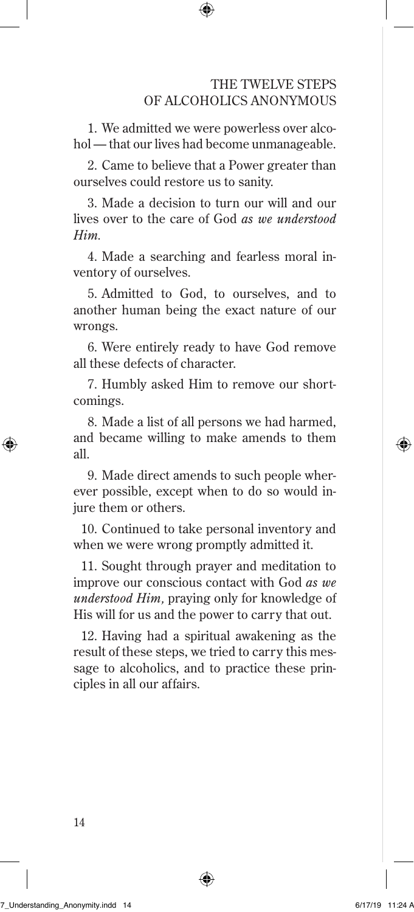# THE TWELVE STEPS OF ALCOHOLICS ANONYMOUS

1. We admitted we were powerless over alcohol — that our lives had become unmanageable.

2. Came to believe that a Power greater than ourselves could restore us to sanity.

3. Made a decision to turn our will and our lives over to the care of God *as we understood Him.*

4. Made a searching and fearless moral inventory of ourselves.

5. Admitted to God, to ourselves, and to another human being the exact nature of our wrongs.

6. Were entirely ready to have God remove all these defects of character.

7. Humbly asked Him to remove our shortcomings.

8. Made a list of all persons we had harmed, and became willing to make amends to them all.

9. Made direct amends to such people wherever possible, except when to do so would injure them or others.

10. Continued to take personal inventory and when we were wrong promptly admitted it.

11. Sought through prayer and meditation to improve our conscious contact with God *as we understood Him,* praying only for knowledge of His will for us and the power to carry that out.

12. Having had a spiritual awakening as the result of these steps, we tried to carry this message to alcoholics, and to practice these principles in all our affairs.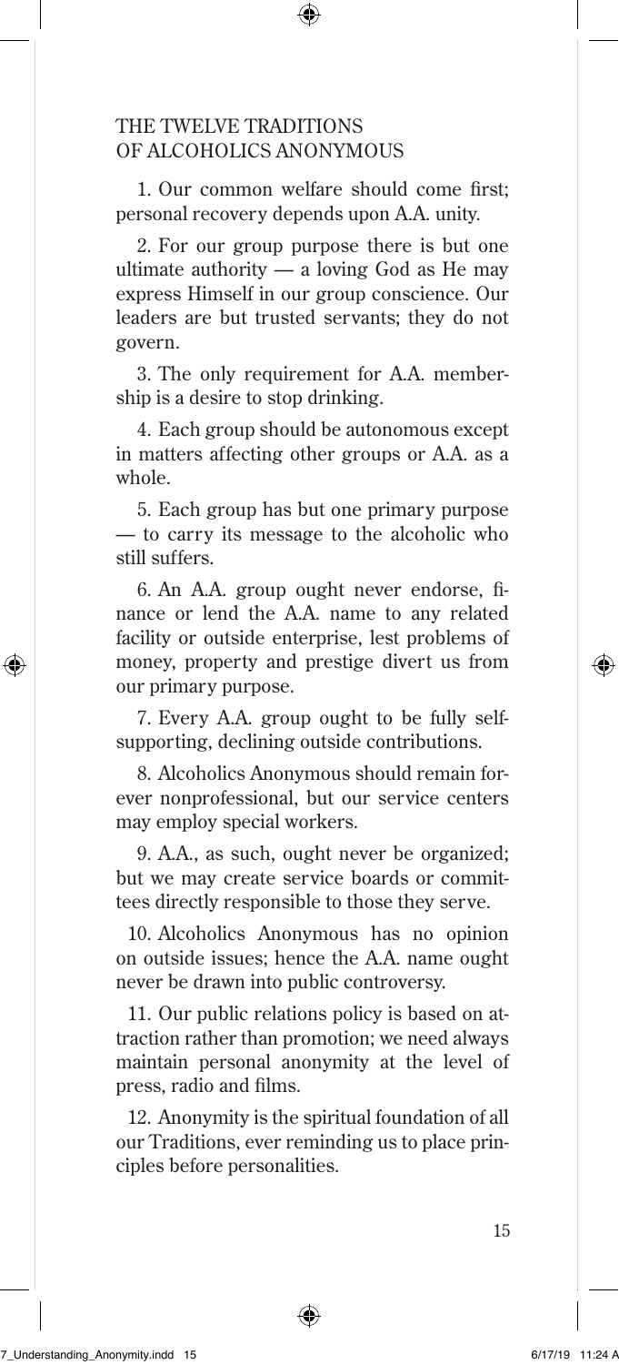# THE TWELVE TRADITIONS OF ALCOHOLICS ANONYMOUS

1. Our common welfare should come first; personal recovery depends upon A.A. unity.

2. For our group purpose there is but one ultimate authority — a loving God as He may express Himself in our group conscience. Our leaders are but trusted servants; they do not govern.

3. The only requirement for A.A. membership is a desire to stop drinking.

4. Each group should be autonomous except in matters affecting other groups or A.A. as a whole.

5. Each group has but one primary purpose — to carry its message to the alcoholic who still suffers.

6. An A.A. group ought never endorse, finance or lend the A.A. name to any related facility or outside enterprise, lest problems of money, property and prestige divert us from our primary purpose.

7. Every A.A. group ought to be fully self-supporting, declining outside contributions.

8. Alcoholics Anonymous should remain forever nonprofessional, but our service centers may employ special workers.

9. A.A., as such, ought never be organized; but we may create service boards or committees directly responsible to those they serve.

10. Alcoholics Anonymous has no opinion on outside issues; hence the A.A. name ought never be drawn into public controversy.

11. Our public relations policy is based on attraction rather than promotion; we need always maintain personal anonymity at the level of press, radio and films.

12. Anonymity is the spiritual foundation of all our Traditions, ever reminding us to place principles before personalities.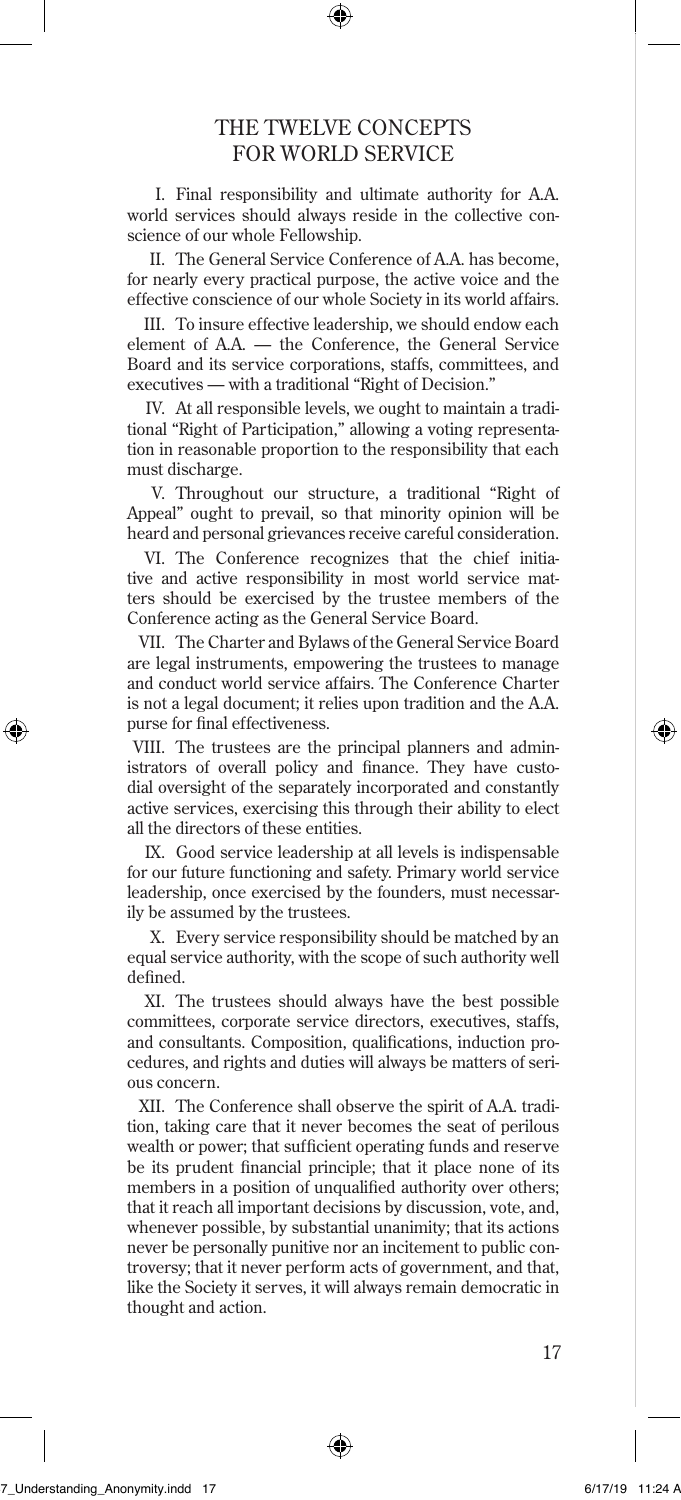# THE TWELVE CONCEPTS FOR WORLD SERVICE

I. Final responsibility and ultimate authority for A.A. world services should always reside in the collective conscience of our whole Fellowship.

II. The General Service Conference of A.A. has become, for nearly every practical purpose, the active voice and the effective conscience of our whole Society in its world affairs.

III. To insure effective leadership, we should endow each element of A.A. — the Conference, the General Service Board and its service corporations, staffs, committees, and executives — with a traditional "Right of Decision."

IV. At all responsible levels, we ought to maintain a traditional "Right of Participation," allowing a voting representation in reasonable proportion to the responsibility that each must discharge.

V. Throughout our structure, a traditional "Right of Appeal" ought to prevail, so that minority opinion will be heard and personal grievances receive careful consideration.

VI. The Conference recognizes that the chief initiative and active responsibility in most world service matters should be exercised by the trustee members of the Conference acting as the General Service Board.

VII. The Charter and Bylaws of the General Service Board are legal instruments, empowering the trustees to manage and conduct world service affairs. The Conference Charter is not a legal document; it relies upon tradition and the A.A. purse for final effectiveness.

VIII. The trustees are the principal planners and administrators of overall policy and finance. They have custodial oversight of the separately incorporated and constantly active services, exercising this through their ability to elect all the directors of these entities.

IX. Good service leadership at all levels is indispensable for our future functioning and safety. Primary world service leadership, once exercised by the founders, must necessarily be assumed by the trustees.

X. Every service responsibility should be matched by an equal service authority, with the scope of such authority well defined.

XI. The trustees should always have the best possible committees, corporate service directors, executives, staffs, and consultants. Composition, qualifications, induction procedures, and rights and duties will always be matters of serious concern.

XII. The Conference shall observe the spirit of A.A. tradition, taking care that it never becomes the seat of perilous wealth or power; that sufficient operating funds and reserve be its prudent financial principle; that it place none of its members in a position of unqualified authority over others; that it reach all important decisions by discussion, vote, and, whenever possible, by substantial unanimity; that its actions never be personally punitive nor an incitement to public controversy; that it never perform acts of government, and that, like the Society it serves, it will always remain democratic in thought and action.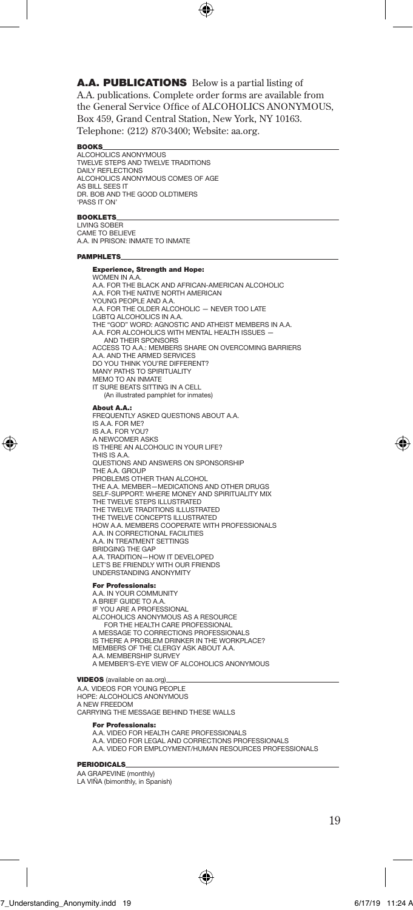## A.A. PUBLICATIONS

Below is a partial listing of A.A. publications. Complete order forms are available from the General Service Office of ALCOHOLICS ANONYMOUS, Box 459, Grand Central Station, New York, NY 10163. Telephone: (212) 870-3400; Website: aa.org.

### BOOKS

ALCOHOLICS ANONYMOUS
TWELVE STEPS AND TWELVE TRADITIONS
DAILY REFLECTIONS
ALCOHOLICS ANONYMOUS COMES OF AGE
AS BILL SEES IT
DR. BOB AND THE GOOD OLDTIMERS
'PASS IT ON'

### BOOKLETS

LIVING SOBER
CAME TO BELIEVE
A.A. IN PRISON: INMATE TO INMATE

### PAMPHLETS

#### Experience, Strength and Hope:

WOMEN IN A.A.
A.A. FOR THE BLACK AND AFRICAN-AMERICAN ALCOHOLIC
A.A. FOR THE NATIVE NORTH AMERICAN
YOUNG PEOPLE AND A.A.
A.A. FOR THE OLDER ALCOHOLIC — NEVER TOO LATE
LGBTQ ALCOHOLICS IN A.A.
THE "GOD" WORD: AGNOSTIC AND ATHEIST MEMBERS IN A.A.
A.A. FOR ALCOHOLICS WITH MENTAL HEALTH ISSUES — AND THEIR SPONSORS
ACCESS TO A.A.: MEMBERS SHARE ON OVERCOMING BARRIERS
A.A. AND THE ARMED SERVICES
DO YOU THINK YOU'RE DIFFERENT?
MANY PATHS TO SPIRITUALITY
MEMO TO AN INMATE
IT SURE BEATS SITTING IN A CELL
(An illustrated pamphlet for inmates)

#### About A.A.:

FREQUENTLY ASKED QUESTIONS ABOUT A.A.
IS A.A. FOR ME?
IS A.A. FOR YOU?
A NEWCOMER ASKS
IS THERE AN ALCOHOLIC IN YOUR LIFE?
THIS IS A.A.
QUESTIONS AND ANSWERS ON SPONSORSHIP
THE A.A. GROUP
PROBLEMS OTHER THAN ALCOHOL
THE A.A. MEMBER—MEDICATIONS AND OTHER DRUGS
SELF-SUPPORT: WHERE MONEY AND SPIRITUALITY MIX
THE TWELVE STEPS ILLUSTRATED
THE TWELVE TRADITIONS ILLUSTRATED
THE TWELVE CONCEPTS ILLUSTRATED
HOW A.A. MEMBERS COOPERATE WITH PROFESSIONALS
A.A. IN CORRECTIONAL FACILITIES
A.A. IN TREATMENT SETTINGS
BRIDGING THE GAP
A.A. TRADITION—HOW IT DEVELOPED
LET'S BE FRIENDLY WITH OUR FRIENDS
UNDERSTANDING ANONYMITY

#### For Professionals:

A.A. IN YOUR COMMUNITY
A BRIEF GUIDE TO A.A.
IF YOU ARE A PROFESSIONAL
ALCOHOLICS ANONYMOUS AS A RESOURCE FOR THE HEALTH CARE PROFESSIONAL
A MESSAGE TO CORRECTIONS PROFESSIONALS
IS THERE A PROBLEM DRINKER IN THE WORKPLACE?
MEMBERS OF THE CLERGY ASK ABOUT A.A.
A.A. MEMBERSHIP SURVEY
A MEMBER'S-EYE VIEW OF ALCOHOLICS ANONYMOUS

### VIDEOS (available on aa.org)

A.A. VIDEOS FOR YOUNG PEOPLE
HOPE: ALCOHOLICS ANONYMOUS
A NEW FREEDOM
CARRYING THE MESSAGE BEHIND THESE WALLS

#### For Professionals:

A.A. VIDEO FOR HEALTH CARE PROFESSIONALS
A.A. VIDEO FOR LEGAL AND CORRECTIONS PROFESSIONALS
A.A. VIDEO FOR EMPLOYMENT/HUMAN RESOURCES PROFESSIONALS

### PERIODICALS

AA GRAPEVINE (monthly)
LA VIÑA (bimonthly, in Spanish)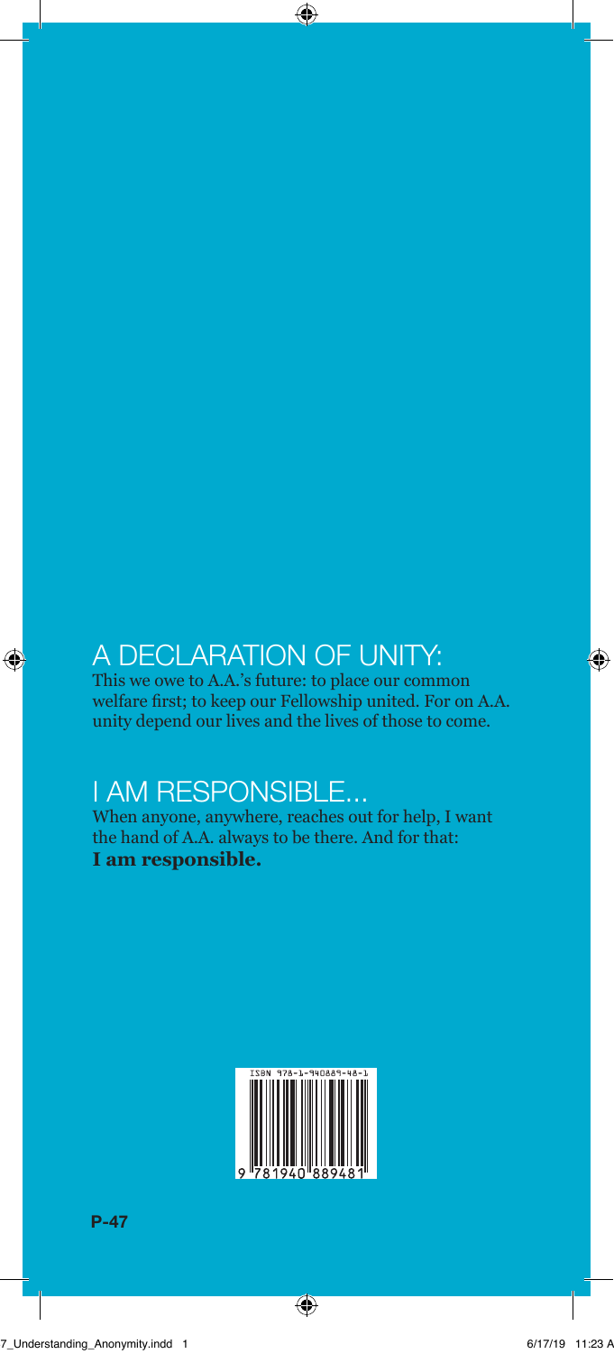## A DECLARATION OF UNITY:

This we owe to A.A.'s future: to place our common welfare first; to keep our Fellowship united. For on A.A. unity depend our lives and the lives of those to come.

## I AM RESPONSIBLE...

When anyone, anywhere, reaches out for help, I want the hand of A.A. always to be there. And for that:
**I am responsible.**

ISBN 978-1-940889-48-1

**P-47**